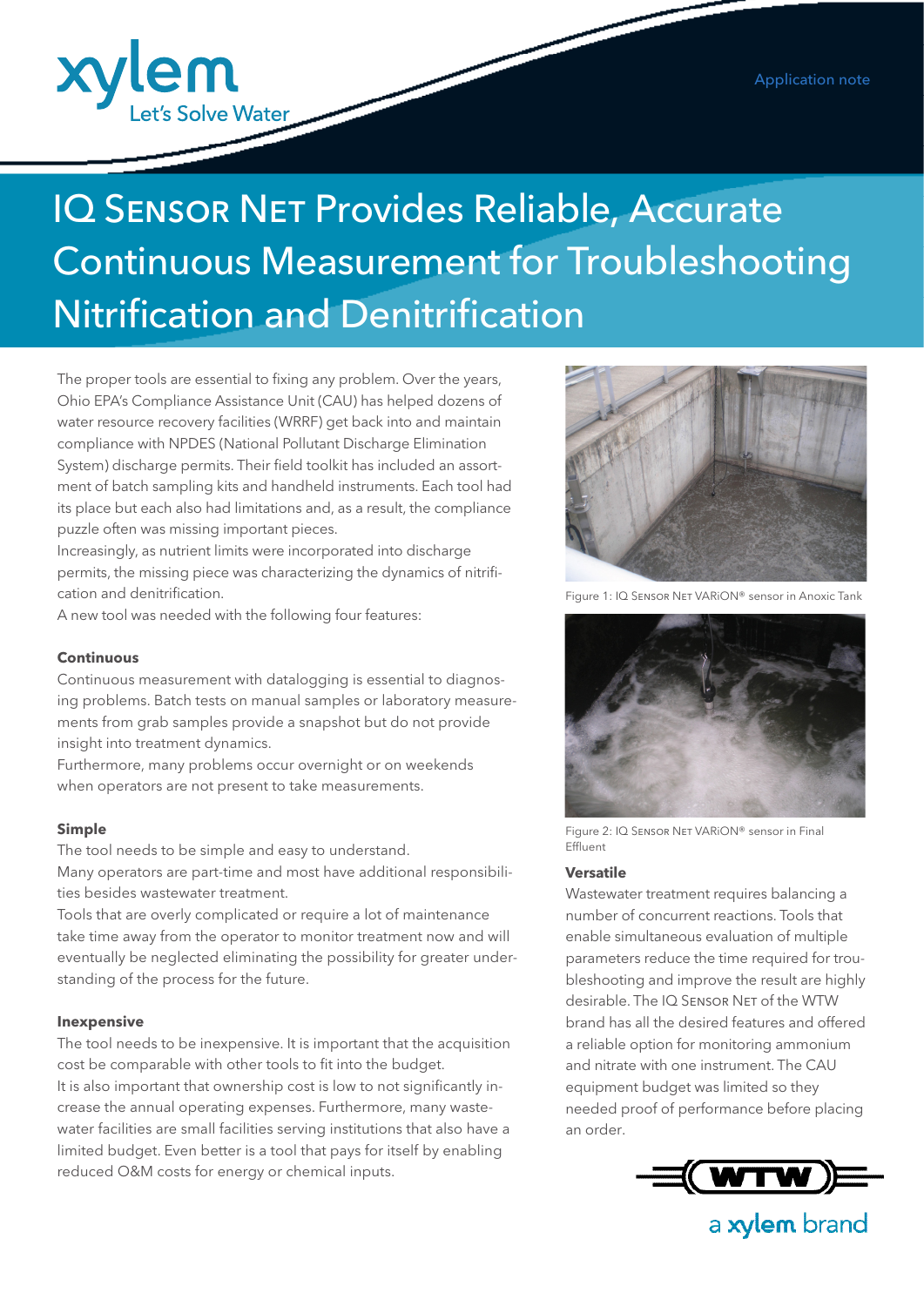Application note

# IQ Sensor Net Provides Reliable, Accurate Continuous Measurement for Troubleshooting Nitrification and Denitrification

The proper tools are essential to fixing any problem. Over the years, Ohio EPA's Compliance Assistance Unit (CAU) has helped dozens of water resource recovery facilities (WRRF) get back into and maintain compliance with NPDES (National Pollutant Discharge Elimination System) discharge permits. Their field toolkit has included an assortment of batch sampling kits and handheld instruments. Each tool had its place but each also had limitations and, as a result, the compliance puzzle often was missing important pieces.

Increasingly, as nutrient limits were incorporated into discharge permits, the missing piece was characterizing the dynamics of nitrification and denitrification.

A new tool was needed with the following four features:

### Continuous

Continuous measurement with datalogging is essential to diagnosing problems. Batch tests on manual samples or laboratory measurements from grab samples provide a snapshot but do not provide insight into treatment dynamics.

Furthermore, many problems occur overnight or on weekends when operators are not present to take measurements.

### Simple

The tool needs to be simple and easy to understand.

Many operators are part-time and most have additional responsibilities besides wastewater treatment.

Tools that are overly complicated or require a lot of maintenance take time away from the operator to monitor treatment now and will eventually be neglected eliminating the possibility for greater understanding of the process for the future.

### Inexpensive

The tool needs to be inexpensive. It is important that the acquisition cost be comparable with other tools to fit into the budget.

It is also important that ownership cost is low to not significantly increase the annual operating expenses. Furthermore, many wastewater facilities are small facilities serving institutions that also have a limited budget. Even better is a tool that pays for itself by enabling reduced O&M costs for energy or chemical inputs.

Figure 1: IQ Sensor Net VARiON® sensor in Anoxic Tank

Figure 2: IQ Sensor Net VARiON® sensor in Final Effluent

### Versatile

Wastewater treatment requires balancing a number of concurrent reactions. Tools that enable simultaneous evaluation of multiple parameters reduce the time required for troubleshooting and improve the result are highly desirable. The IQ Sensor Net of the WTW brand has all the desired features and offered a reliable option for monitoring ammonium and nitrate with one instrument. The CAU equipment budget was limited so they needed proof of performance before placing an order.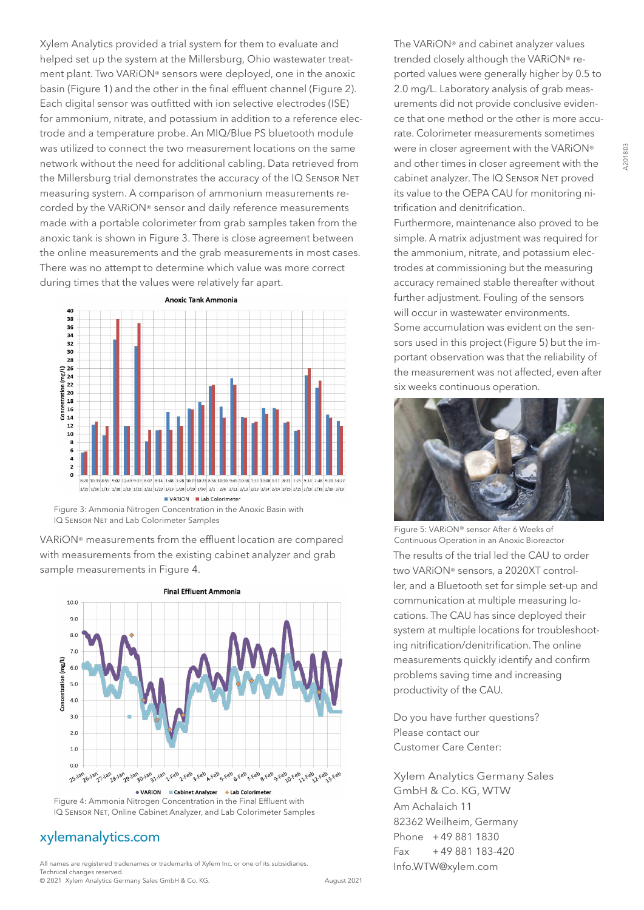Xylem Analytics provided a trial system for them to evaluate and helped set up the system at the Millersburg, Ohio wastewater treatment plant. Two VARiON® sensors were deployed, one in the anoxic basin (Figure 1) and the other in the final effluent channel (Figure 2). Each digital sensor was outfitted with ion selective electrodes (ISE) for ammonium, nitrate, and potassium in addition to a reference electrode and a temperature probe. An MIQ/Blue PS bluetooth module was utilized to connect the two measurement locations on the same network without the need for additional cabling. Data retrieved from the Millersburg trial demonstrates the accuracy of the IQ SENSOR NET measuring system. A comparison of ammonium measurements recorded by the VARiON® sensor and daily reference measurements made with a portable colorimeter from grab samples taken from the anoxic tank is shown in Figure 3. There is close agreement between the online measurements and the grab measurements in most cases. There was no attempt to determine which value was more correct during times that the values were relatively far apart.

Anoxic Tank Ammonia

Concentration (mg/L)

0 2 4 6 8 10 12 14 16 18 20 22 24 26 28 30 32 34 36 38 40

8:20 10:33 8:55 9:07 12:49 9:33 8:07 8:14 1:48 1:28 10:23 10:23 8:56 10:10 9:45 10:58 1:32 10:08 1:11 8:31 1:25 9:14 2:48 9:20 14:27

1/15 1/16 1/17 1/18 1/18 1/21 1/22 1/23 1/23 1/28 1/29 1/30 2/1 2/6 2/11 2/13 2/13 2/14 2/14 2/15 2/15 2/18 2/18 2/19 2/19

VARiON Lab Colorimeter

Figure 3: Ammonia Nitrogen Concentration in the Anoxic Basin with IQ SENSOR NET and Lab Colorimeter Samples

VARiON® measurements from the effluent location are compared with measurements from the existing cabinet analyzer and grab sample measurements in Figure 4.

Final Effluent Ammonia

Concentration (mg/L)

0.0 1.0 2.0 3.0 4.0 5.0 6.0 7.0 8.0 9.0 10.0

25-Jan 26-Jan 27-Jan 28-Jan 29-Jan 30-Jan 31-Jan 1-Feb 2-Feb 3-Feb 4-Feb 5-Feb 6-Feb 7-Feb 8-Feb 9-Feb 10-Feb 11-Feb 12-Feb 13-Feb

VARiON Cabinet Analyzer Lab Colorimeter

Figure 4: Ammonia Nitrogen Concentration in the Final Effluent with IQ SENSOR NET, Online Cabinet Analyzer, and Lab Colorimeter Samples

The VARiON® and cabinet analyzer values trended closely although the VARiON® reported values were generally higher by 0.5 to 2.0 mg/L. Laboratory analysis of grab measurements did not provide conclusive evidence that one method or the other is more accurate. Colorimeter measurements sometimes were in closer agreement with the VARiON® and other times in closer agreement with the cabinet analyzer. The IQ SENSOR NET proved its value to the OEPA CAU for monitoring nitrification and denitrification.

Furthermore, maintenance also proved to be simple. A matrix adjustment was required for the ammonium, nitrate, and potassium electrodes at commissioning but the measuring accuracy remained stable thereafter without further adjustment. Fouling of the sensors will occur in wastewater environments. Some accumulation was evident on the sensors used in this project (Figure 5) but the important observation was that the reliability of the measurement was not affected, even after six weeks continuous operation.

Figure 5: VARiON® sensor After 6 Weeks of Continuous Operation in an Anoxic Bioreactor

The results of the trial led the CAU to order two VARiON® sensors, a 2020XT controller, and a Bluetooth set for simple set-up and communication at multiple measuring locations. The CAU has since deployed their system at multiple locations for troubleshooting nitrification/denitrification. The online measurements quickly identify and confirm problems saving time and increasing productivity of the CAU.

Do you have further questions?
Please contact our
Customer Care Center:

Xylem Analytics Germany Sales GmbH & Co. KG, WTW
Am Achalaich 11
82362 Weilheim, Germany
Phone +49 881 1830
Fax +49 881 183-420
Info.WTW@xylem.com

**xylemanalytics.com**

All names are registered tradenames or trademarks of Xylem Inc. or one of its subsidiaries.
Technical changes reserved.
© 2021 Xylem Analytics Germany Sales GmbH & Co. KG. August 2021

A201803